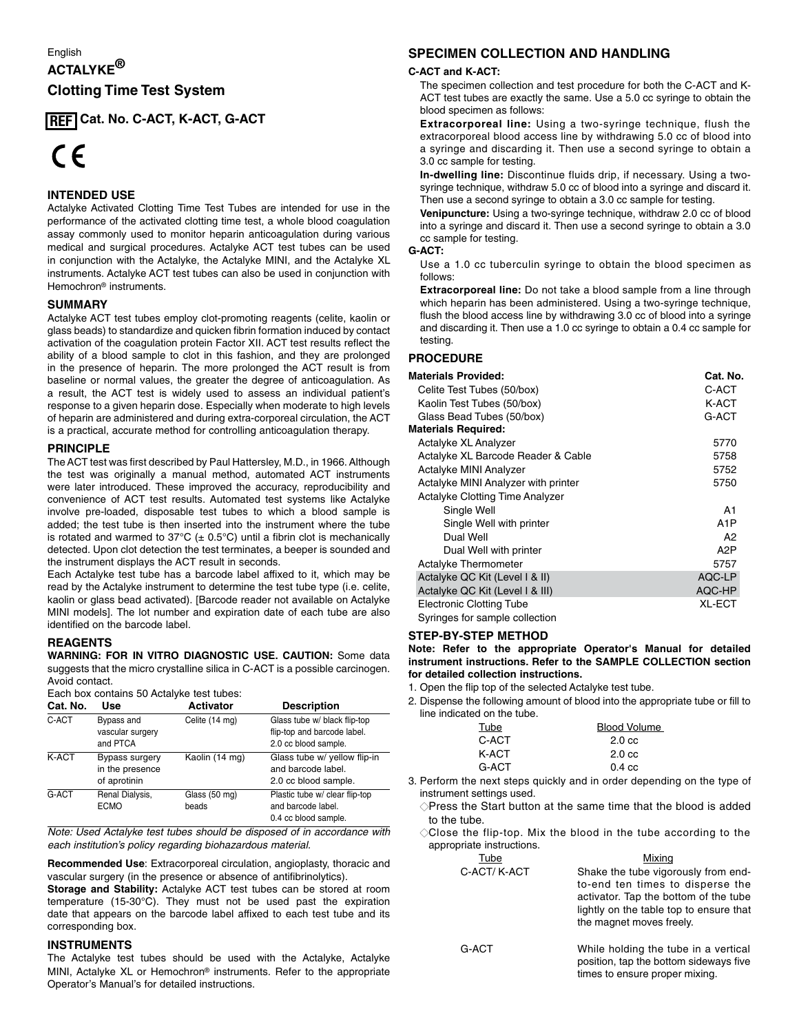English

# ACTALYKE®

# Clotting Time Test System

**REF Cat. No. C-ACT, K-ACT, G-ACT**

CE

## INTENDED USE

Actalyke Activated Clotting Time Test Tubes are intended for use in the performance of the activated clotting time test, a whole blood coagulation assay commonly used to monitor heparin anticoagulation during various medical and surgical procedures. Actalyke ACT test tubes can be used in conjunction with the Actalyke, the Actalyke MINI, and the Actalyke XL instruments. Actalyke ACT test tubes can also be used in conjunction with Hemochron® instruments.

## SUMMARY

Actalyke ACT test tubes employ clot-promoting reagents (celite, kaolin or glass beads) to standardize and quicken fibrin formation induced by contact activation of the coagulation protein Factor XII. ACT test results reflect the ability of a blood sample to clot in this fashion, and they are prolonged in the presence of heparin. The more prolonged the ACT result is from baseline or normal values, the greater the degree of anticoagulation. As a result, the ACT test is widely used to assess an individual patient's response to a given heparin dose. Especially when moderate to high levels of heparin are administered and during extra-corporeal circulation, the ACT is a practical, accurate method for controlling anticoagulation therapy.

## PRINCIPLE

The ACT test was first described by Paul Hattersley, M.D., in 1966. Although the test was originally a manual method, automated ACT instruments were later introduced. These improved the accuracy, reproducibility and convenience of ACT test results. Automated test systems like Actalyke involve pre-loaded, disposable test tubes to which a blood sample is added; the test tube is then inserted into the instrument where the tube is rotated and warmed to 37°C (± 0.5°C) until a fibrin clot is mechanically detected. Upon clot detection the test terminates, a beeper is sounded and the instrument displays the ACT result in seconds.

Each Actalyke test tube has a barcode label affixed to it, which may be read by the Actalyke instrument to determine the test tube type (i.e. celite, kaolin or glass bead activated). [Barcode reader not available on Actalyke MINI models]. The lot number and expiration date of each tube are also identified on the barcode label.

## REAGENTS

**WARNING: FOR IN VITRO DIAGNOSTIC USE. CAUTION:** Some data suggests that the micro crystalline silica in C-ACT is a possible carcinogen. Avoid contact.

Each box contains 50 Actalyke test tubes:

| Cat. No. | Use | Activator | Description |
|---|---|---|---|
| C-ACT | Bypass and vascular surgery and PTCA | Celite (14 mg) | Glass tube w/ black flip-top flip-top and barcode label. 2.0 cc blood sample. |
| K-ACT | Bypass surgery in the presence of aprotinin | Kaolin (14 mg) | Glass tube w/ yellow flip-in and barcode label. 2.0 cc blood sample. |
| G-ACT | Renal Dialysis, ECMO | Glass (50 mg) beads | Plastic tube w/ clear flip-top and barcode label. 0.4 cc blood sample. |

*Note: Used Actalyke test tubes should be disposed of in accordance with each institution's policy regarding biohazardous material.*

**Recommended Use**: Extracorporeal circulation, angioplasty, thoracic and vascular surgery (in the presence or absence of antifibrinolytics).

**Storage and Stability:** Actalyke ACT test tubes can be stored at room temperature (15-30°C). They must not be used past the expiration date that appears on the barcode label affixed to each test tube and its corresponding box.

## INSTRUMENTS

The Actalyke test tubes should be used with the Actalyke, Actalyke MINI, Actalyke XL or Hemochron® instruments. Refer to the appropriate Operator's Manual's for detailed instructions.

## SPECIMEN COLLECTION AND HANDLING

### C-ACT and K-ACT:

The specimen collection and test procedure for both the C-ACT and K-ACT test tubes are exactly the same. Use a 5.0 cc syringe to obtain the blood specimen as follows:

**Extracorporeal line:** Using a two-syringe technique, flush the extracorporeal blood access line by withdrawing 5.0 cc of blood into a syringe and discarding it. Then use a second syringe to obtain a 3.0 cc sample for testing.

**In-dwelling line:** Discontinue fluids drip, if necessary. Using a two-syringe technique, withdraw 5.0 cc of blood into a syringe and discard it. Then use a second syringe to obtain a 3.0 cc sample for testing.

**Venipuncture:** Using a two-syringe technique, withdraw 2.0 cc of blood into a syringe and discard it. Then use a second syringe to obtain a 3.0 cc sample for testing.

### G-ACT:

Use a 1.0 cc tuberculin syringe to obtain the blood specimen as follows:

**Extracorporeal line:** Do not take a blood sample from a line through which heparin has been administered. Using a two-syringe technique, flush the blood access line by withdrawing 3.0 cc of blood into a syringe and discarding it. Then use a 1.0 cc syringe to obtain a 0.4 cc sample for testing.

## PROCEDURE

| Materials Provided: | Cat. No. |
|---|---|
| Celite Test Tubes (50/box) | C-ACT |
| Kaolin Test Tubes (50/box) | K-ACT |
| Glass Bead Tubes (50/box) | G-ACT |
| **Materials Required:** | |
| Actalyke XL Analyzer | 5770 |
| Actalyke XL Barcode Reader & Cable | 5758 |
| Actalyke MINI Analyzer | 5752 |
| Actalyke MINI Analyzer with printer | 5750 |
| Actalyke Clotting Time Analyzer | |
| Single Well | A1 |
| Single Well with printer | A1P |
| Dual Well | A2 |
| Dual Well with printer | A2P |
| Actalyke Thermometer | 5757 |
| Actalyke QC Kit (Level I & II) | AQC-LP |
| Actalyke QC Kit (Level I & III) | AQC-HP |
| Electronic Clotting Tube | XL-ECT |
| Syringes for sample collection | |

## STEP-BY-STEP METHOD

**Note: Refer to the appropriate Operator's Manual for detailed instrument instructions. Refer to the SAMPLE COLLECTION section for detailed collection instructions.**

1. Open the flip top of the selected Actalyke test tube.
2. Dispense the following amount of blood into the appropriate tube or fill to line indicated on the tube.

| Tube | Blood Volume |
|---|---|
| C-ACT | 2.0 cc |
| K-ACT | 2.0 cc |
| G-ACT | 0.4 cc |

3. Perform the next steps quickly and in order depending on the type of instrument settings used.
   - ◇Press the Start button at the same time that the blood is added to the tube.
   - ◇Close the flip-top. Mix the blood in the tube according to the appropriate instructions.

| Tube | Mixing |
|---|---|
| C-ACT/ K-ACT | Shake the tube vigorously from end-to-end ten times to disperse the activator. Tap the bottom of the tube lightly on the table top to ensure that the magnet moves freely. |
| G-ACT | While holding the tube in a vertical position, tap the bottom sideways five times to ensure proper mixing. |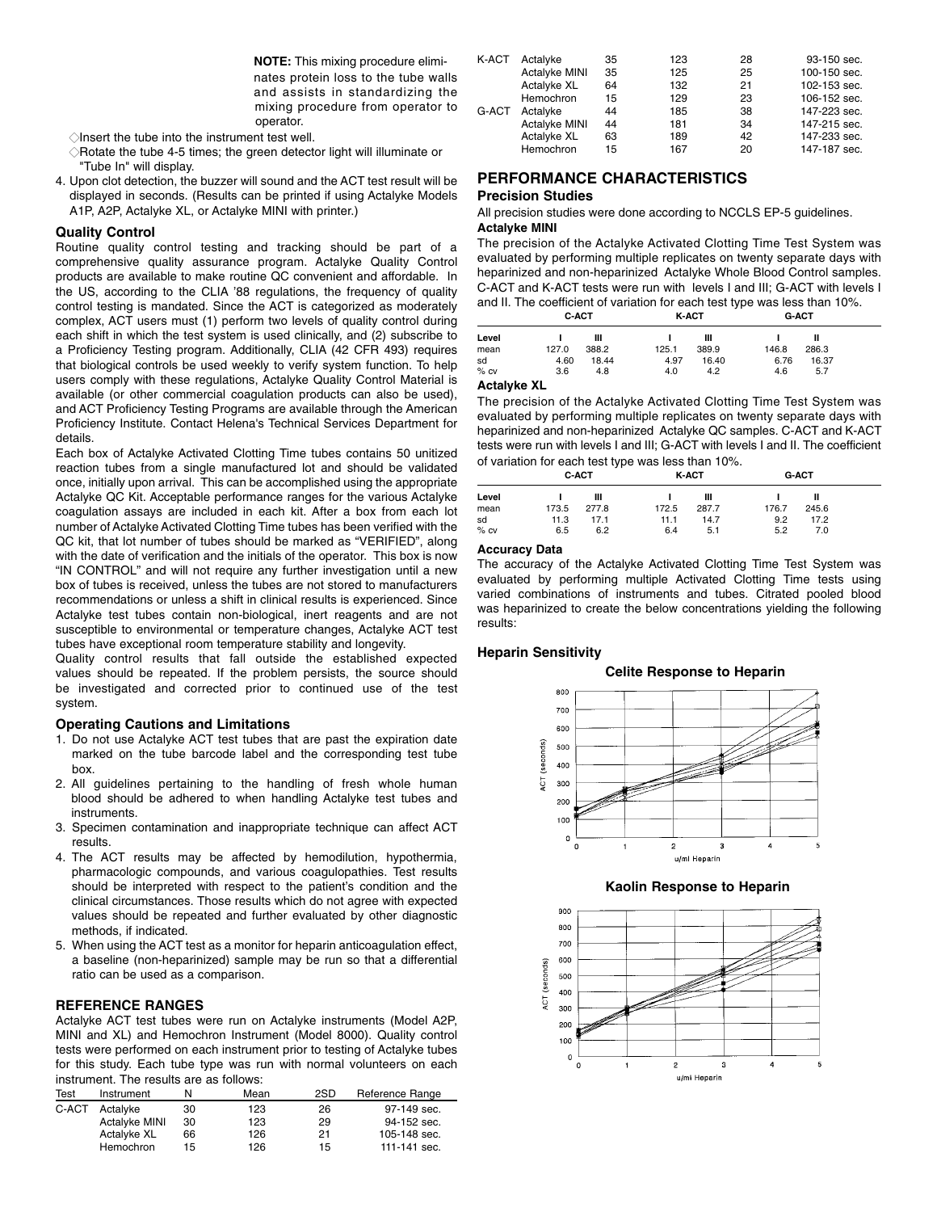**NOTE:** This mixing procedure eliminates protein loss to the tube walls and assists in standardizing the mixing procedure from operator to operator.

◇Insert the tube into the instrument test well.

◇Rotate the tube 4-5 times; the green detector light will illuminate or "Tube In" will display.

4. Upon clot detection, the buzzer will sound and the ACT test result will be displayed in seconds. (Results can be printed if using Actalyke Models A1P, A2P, Actalyke XL, or Actalyke MINI with printer.)

### Quality Control

Routine quality control testing and tracking should be part of a comprehensive quality assurance program. Actalyke Quality Control products are available to make routine QC convenient and affordable. In the US, according to the CLIA '88 regulations, the frequency of quality control testing is mandated. Since the ACT is categorized as moderately complex, ACT users must (1) perform two levels of quality control during each shift in which the test system is used clinically, and (2) subscribe to a Proficiency Testing program. Additionally, CLIA (42 CFR 493) requires that biological controls be used weekly to verify system function. To help users comply with these regulations, Actalyke Quality Control Material is available (or other commercial coagulation products can also be used), and ACT Proficiency Testing Programs are available through the American Proficiency Institute. Contact Helena's Technical Services Department for details.

Each box of Actalyke Activated Clotting Time tubes contains 50 unitized reaction tubes from a single manufactured lot and should be validated once, initially upon arrival. This can be accomplished using the appropriate Actalyke QC Kit. Acceptable performance ranges for the various Actalyke coagulation assays are included in each kit. After a box from each lot number of Actalyke Activated Clotting Time tubes has been verified with the QC kit, that lot number of tubes should be marked as "VERIFIED", along with the date of verification and the initials of the operator. This box is now "IN CONTROL" and will not require any further investigation until a new box of tubes is received, unless the tubes are not stored to manufacturers recommendations or unless a shift in clinical results is experienced. Since Actalyke test tubes contain non-biological, inert reagents and are not susceptible to environmental or temperature changes, Actalyke ACT test tubes have exceptional room temperature stability and longevity.

Quality control results that fall outside the established expected values should be repeated. If the problem persists, the source should be investigated and corrected prior to continued use of the test system.

### Operating Cautions and Limitations

1. Do not use Actalyke ACT test tubes that are past the expiration date marked on the tube barcode label and the corresponding test tube box.
2. All guidelines pertaining to the handling of fresh whole human blood should be adhered to when handling Actalyke test tubes and instruments.
3. Specimen contamination and inappropriate technique can affect ACT results.
4. The ACT results may be affected by hemodilution, hypothermia, pharmacologic compounds, and various coagulopathies. Test results should be interpreted with respect to the patient's condition and the clinical circumstances. Those results which do not agree with expected values should be repeated and further evaluated by other diagnostic methods, if indicated.
5. When using the ACT test as a monitor for heparin anticoagulation effect, a baseline (non-heparinized) sample may be run so that a differential ratio can be used as a comparison.

## REFERENCE RANGES

Actalyke ACT test tubes were run on Actalyke instruments (Model A2P, MINI and XL) and Hemochron Instrument (Model 8000). Quality control tests were performed on each instrument prior to testing of Actalyke tubes for this study. Each tube type was run with normal volunteers on each instrument. The results are as follows:

| Test | Instrument | N | Mean | 2SD | Reference Range |
|---|---|---|---|---|---|
| C-ACT | Actalyke | 30 | 123 | 26 | 97-149 sec. |
| | Actalyke MINI | 30 | 123 | 29 | 94-152 sec. |
| | Actalyke XL | 66 | 126 | 21 | 105-148 sec. |
| | Hemochron | 15 | 126 | 15 | 111-141 sec. |
| K-ACT | Actalyke | 35 | 123 | 28 | 93-150 sec. |
| | Actalyke MINI | 35 | 125 | 25 | 100-150 sec. |
| | Actalyke XL | 64 | 132 | 21 | 102-153 sec. |
| | Hemochron | 15 | 129 | 23 | 106-152 sec. |
| G-ACT | Actalyke | 44 | 185 | 38 | 147-223 sec. |
| | Actalyke MINI | 44 | 181 | 34 | 147-215 sec. |
| | Actalyke XL | 63 | 189 | 42 | 147-233 sec. |
| | Hemochron | 15 | 167 | 20 | 147-187 sec. |

## PERFORMANCE CHARACTERISTICS

### Precision Studies

All precision studies were done according to NCCLS EP-5 guidelines.

**Actalyke MINI**

The precision of the Actalyke Activated Clotting Time Test System was evaluated by performing multiple replicates on twenty separate days with heparinized and non-heparinized Actalyke Whole Blood Control samples. C-ACT and K-ACT tests were run with levels I and III; G-ACT with levels I and II. The coefficient of variation for each test type was less than 10%.

| | C-ACT | | K-ACT | | G-ACT | |
|---|---|---|---|---|---|---|
| Level | I | III | I | III | I | II |
| mean | 127.0 | 388.2 | 125.1 | 389.9 | 146.8 | 286.3 |
| sd | 4.60 | 18.44 | 4.97 | 16.40 | 6.76 | 16.37 |
| % cv | 3.6 | 4.8 | 4.0 | 4.2 | 4.6 | 5.7 |

**Actalyke XL**

The precision of the Actalyke Activated Clotting Time Test System was evaluated by performing multiple replicates on twenty separate days with heparinized and non-heparinized Actalyke QC samples. C-ACT and K-ACT tests were run with levels I and III; G-ACT with levels I and II. The coefficient of variation for each test type was less than 10%.

| | C-ACT | | K-ACT | | G-ACT | |
|---|---|---|---|---|---|---|
| Level | I | III | I | III | I | II |
| mean | 173.5 | 277.8 | 172.5 | 287.7 | 176.7 | 245.6 |
| sd | 11.3 | 17.1 | 11.1 | 14.7 | 9.2 | 17.2 |
| % cv | 6.5 | 6.2 | 6.4 | 5.1 | 5.2 | 7.0 |

### Accuracy Data

The accuracy of the Actalyke Activated Clotting Time Test System was evaluated by performing multiple Activated Clotting Time tests using varied combinations of instruments and tubes. Citrated pooled blood was heparinized to create the below concentrations yielding the following results:

### Heparin Sensitivity

**Celite Response to Heparin**

**Kaolin Response to Heparin**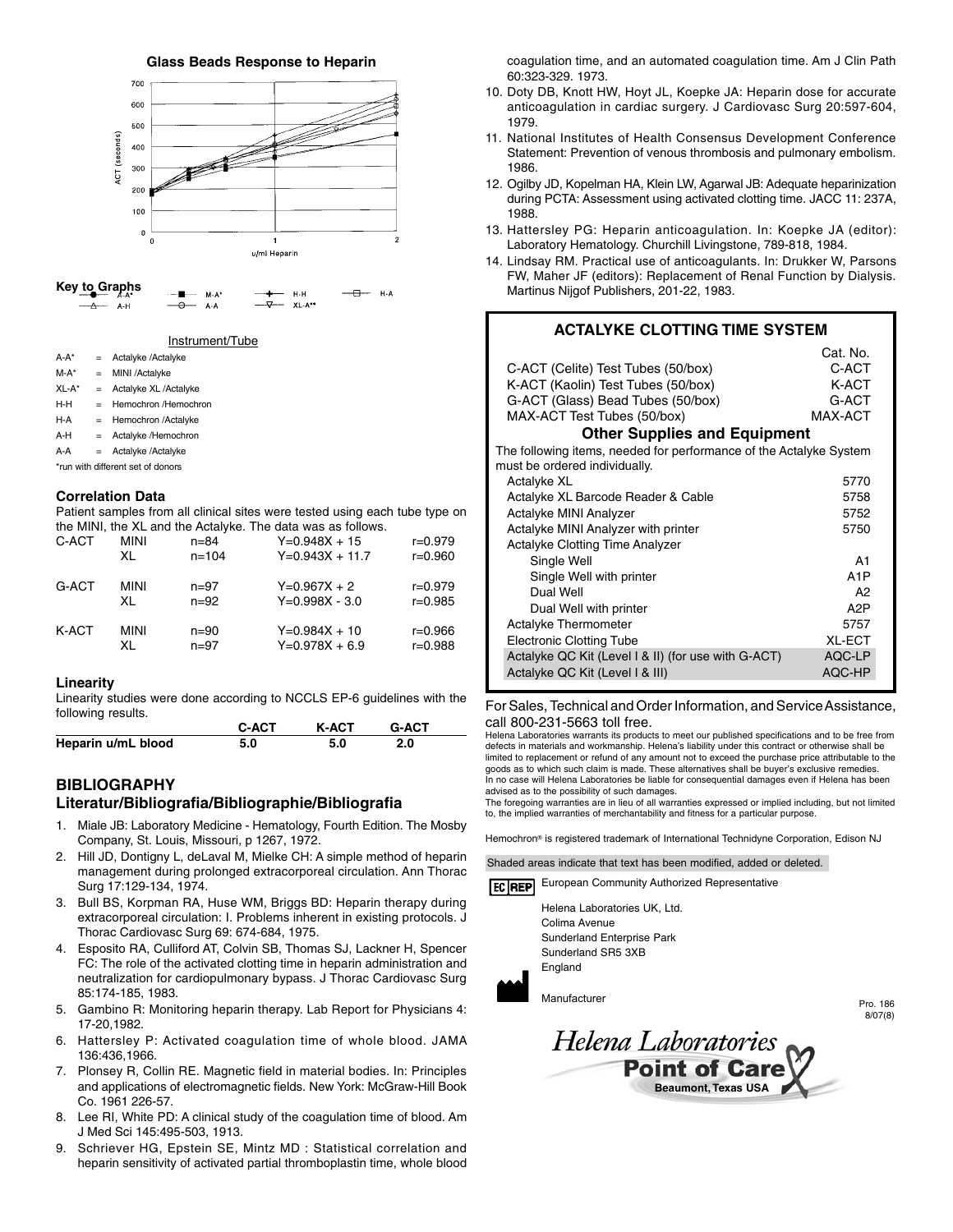### Glass Beads Response to Heparin

700
600
500
400
300
200
100
0
ACT (seconds)
0
1
2
u/ml Heparin

**Key to Graphs**

A-A* M-A* H-H H-A
A-H A-A XL-A**

Instrument/Tube

A-A* = Actalyke /Actalyke
M-A* = MINI /Actalyke
XL-A* = Actalyke XL /Actalyke
H-H = Hemochron /Hemochron
H-A = Hemochron /Actalyke
A-H = Actalyke /Hemochron
A-A = Actalyke /Actalyke

*run with different set of donors

### Correlation Data

Patient samples from all clinical sites were tested using each tube type on the MINI, the XL and the Actalyke. The data was as follows.

| | | | | |
|---|---|---|---|---|
| C-ACT | MINI | n=84 | Y=0.948X + 15 | r=0.979 |
| | XL | n=104 | Y=0.943X + 11.7 | r=0.960 |
| G-ACT | MINI | n=97 | Y=0.967X + 2 | r=0.979 |
| | XL | n=92 | Y=0.998X - 3.0 | r=0.985 |
| K-ACT | MINI | n=90 | Y=0.984X + 10 | r=0.966 |
| | XL | n=97 | Y=0.978X + 6.9 | r=0.988 |

### Linearity

Linearity studies were done according to NCCLS EP-6 guidelines with the following results.

| | C-ACT | K-ACT | G-ACT |
|---|---|---|---|
| **Heparin u/mL blood** | **5.0** | **5.0** | **2.0** |

## BIBLIOGRAPHY
## Literatur/Bibliografia/Bibliographie/Bibliografia

1. Miale JB: Laboratory Medicine - Hematology, Fourth Edition. The Mosby Company, St. Louis, Missouri, p 1267, 1972.
2. Hill JD, Dontigny L, deLaval M, Mielke CH: A simple method of heparin management during prolonged extracorporeal circulation. Ann Thorac Surg 17:129-134, 1974.
3. Bull BS, Korpman RA, Huse WM, Briggs BD: Heparin therapy during extracorporeal circulation: I. Problems inherent in existing protocols. J Thorac Cardiovasc Surg 69: 674-684, 1975.
4. Esposito RA, Culliford AT, Colvin SB, Thomas SJ, Lackner H, Spencer FC: The role of the activated clotting time in heparin administration and neutralization for cardiopulmonary bypass. J Thorac Cardiovasc Surg 85:174-185, 1983.
5. Gambino R: Monitoring heparin therapy. Lab Report for Physicians 4: 17-20,1982.
6. Hattersley P: Activated coagulation time of whole blood. JAMA 136:436,1966.
7. Plonsey R, Collin RE. Magnetic field in material bodies. In: Principles and applications of electromagnetic fields. New York: McGraw-Hill Book Co. 1961 226-57.
8. Lee RI, White PD: A clinical study of the coagulation time of blood. Am J Med Sci 145:495-503, 1913.
9. Schriever HG, Epstein SE, Mintz MD : Statistical correlation and heparin sensitivity of activated partial thromboplastin time, whole blood coagulation time, and an automated coagulation time. Am J Clin Path 60:323-329. 1973.
10. Doty DB, Knott HW, Hoyt JL, Koepke JA: Heparin dose for accurate anticoagulation in cardiac surgery. J Cardiovasc Surg 20:597-604, 1979.
11. National Institutes of Health Consensus Development Conference Statement: Prevention of venous thrombosis and pulmonary embolism. 1986.
12. Ogilby JD, Kopelman HA, Klein LW, Agarwal JB: Adequate heparinization during PCTA: Assessment using activated clotting time. JACC 11: 237A, 1988.
13. Hattersley PG: Heparin anticoagulation. In: Koepke JA (editor): Laboratory Hematology. Churchill Livingstone, 789-818, 1984.
14. Lindsay RM. Practical use of anticoagulants. In: Drukker W, Parsons FW, Maher JF (editors): Replacement of Renal Function by Dialysis. Martinus Nijgof Publishers, 201-22, 1983.

### ACTALYKE CLOTTING TIME SYSTEM

| | Cat. No. |
|---|---|
| C-ACT (Celite) Test Tubes (50/box) | C-ACT |
| K-ACT (Kaolin) Test Tubes (50/box) | K-ACT |
| G-ACT (Glass) Bead Tubes (50/box) | G-ACT |
| MAX-ACT Test Tubes (50/box) | MAX-ACT |

#### Other Supplies and Equipment

The following items, needed for performance of the Actalyke System must be ordered individually.

| | |
|---|---|
| Actalyke XL | 5770 |
| Actalyke XL Barcode Reader & Cable | 5758 |
| Actalyke MINI Analyzer | 5752 |
| Actalyke MINI Analyzer with printer | 5750 |
| Actalyke Clotting Time Analyzer | |
| Single Well | A1 |
| Single Well with printer | A1P |
| Dual Well | A2 |
| Dual Well with printer | A2P |
| Actalyke Thermometer | 5757 |
| Electronic Clotting Tube | XL-ECT |
| Actalyke QC Kit (Level I & II) (for use with G-ACT) | AQC-LP |
| Actalyke QC Kit (Level I & III) | AQC-HP |

For Sales, Technical and Order Information, and Service Assistance, call 800-231-5663 toll free.

Helena Laboratories warrants its products to meet our published specifications and to be free from defects in materials and workmanship. Helena's liability under this contract or otherwise shall be limited to replacement or refund of any amount not to exceed the purchase price attributable to the goods as to which such claim is made. These alternatives shall be buyer's exclusive remedies.
In no case will Helena Laboratories be liable for consequential damages even if Helena has been advised as to the possibility of such damages.
The foregoing warranties are in lieu of all warranties expressed or implied including, but not limited to, the implied warranties of merchantability and fitness for a particular purpose.

Hemochron® is registered trademark of International Technidyne Corporation, Edison NJ

Shaded areas indicate that text has been modified, added or deleted.

EC REP European Community Authorized Representative

Helena Laboratories UK, Ltd.
Colima Avenue
Sunderland Enterprise Park
Sunderland SR5 3XB
England

Manufacturer

Pro. 186
8/07(8)

Helena Laboratories
Point of Care
Beaumont, Texas USA